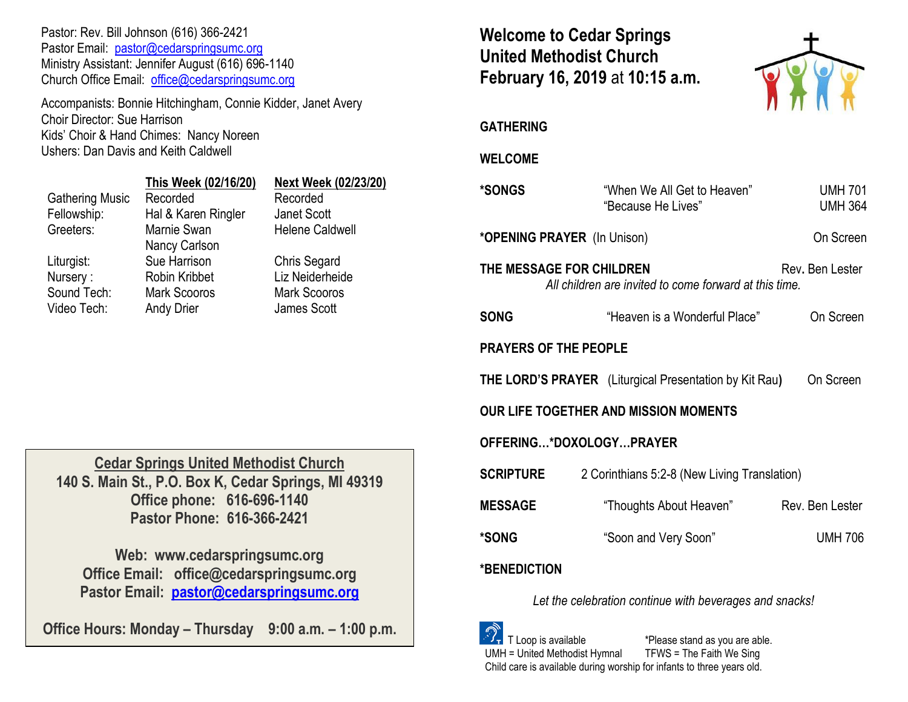Pastor: Rev. Bill Johnson (616) 366-2421
Pastor Email: pastor@cedarspringsumc.org
Ministry Assistant: Jennifer August (616) 696-1140
Church Office Email: office@cedarspringsumc.org

Accompanists: Bonnie Hitchingham, Connie Kidder, Janet Avery
Choir Director: Sue Harrison
Kids' Choir & Hand Chimes: Nancy Noreen
Ushers: Dan Davis and Keith Caldwell

| | This Week (02/16/20) | Next Week (02/23/20) |
|---|---|---|
| Gathering Music | Recorded | Recorded |
| Fellowship: | Hal & Karen Ringler | Janet Scott |
| Greeters: | Marnie Swan<br>Nancy Carlson | Helene Caldwell |
| Liturgist: | Sue Harrison | Chris Segard |
| Nursery : | Robin Kribbet | Liz Neiderheide |
| Sound Tech: | Mark Scooros | Mark Scooros |
| Video Tech: | Andy Drier | James Scott |

**Cedar Springs United Methodist Church**
**140 S. Main St., P.O. Box K, Cedar Springs, MI 49319**
**Office phone: 616-696-1140**
**Pastor Phone: 616-366-2421**

**Web: www.cedarspringsumc.org**
**Office Email: office@cedarspringsumc.org**
**Pastor Email: pastor@cedarspringsumc.org**

**Office Hours: Monday – Thursday 9:00 a.m. – 1:00 p.m.**

# Welcome to Cedar Springs United Methodist Church February 16, 2019 at 10:15 a.m.

**GATHERING**

**WELCOME**

**\*SONGS** "When We All Get to Heaven" UMH 701
"Because He Lives" UMH 364

**\*OPENING PRAYER** (In Unison) On Screen

**THE MESSAGE FOR CHILDREN** Rev. Ben Lester
*All children are invited to come forward at this time.*

**SONG** "Heaven is a Wonderful Place" On Screen

**PRAYERS OF THE PEOPLE**

**THE LORD'S PRAYER** (Liturgical Presentation by Kit Rau) On Screen

**OUR LIFE TOGETHER AND MISSION MOMENTS**

**OFFERING…\*DOXOLOGY…PRAYER**

**SCRIPTURE** 2 Corinthians 5:2-8 (New Living Translation)

**MESSAGE** "Thoughts About Heaven" Rev. Ben Lester

**\*SONG** "Soon and Very Soon" UMH 706

**\*BENEDICTION**

*Let the celebration continue with beverages and snacks!*

T Loop is available *Please stand as you are able.
UMH = United Methodist Hymnal TFWS = The Faith We Sing
Child care is available during worship for infants to three years old.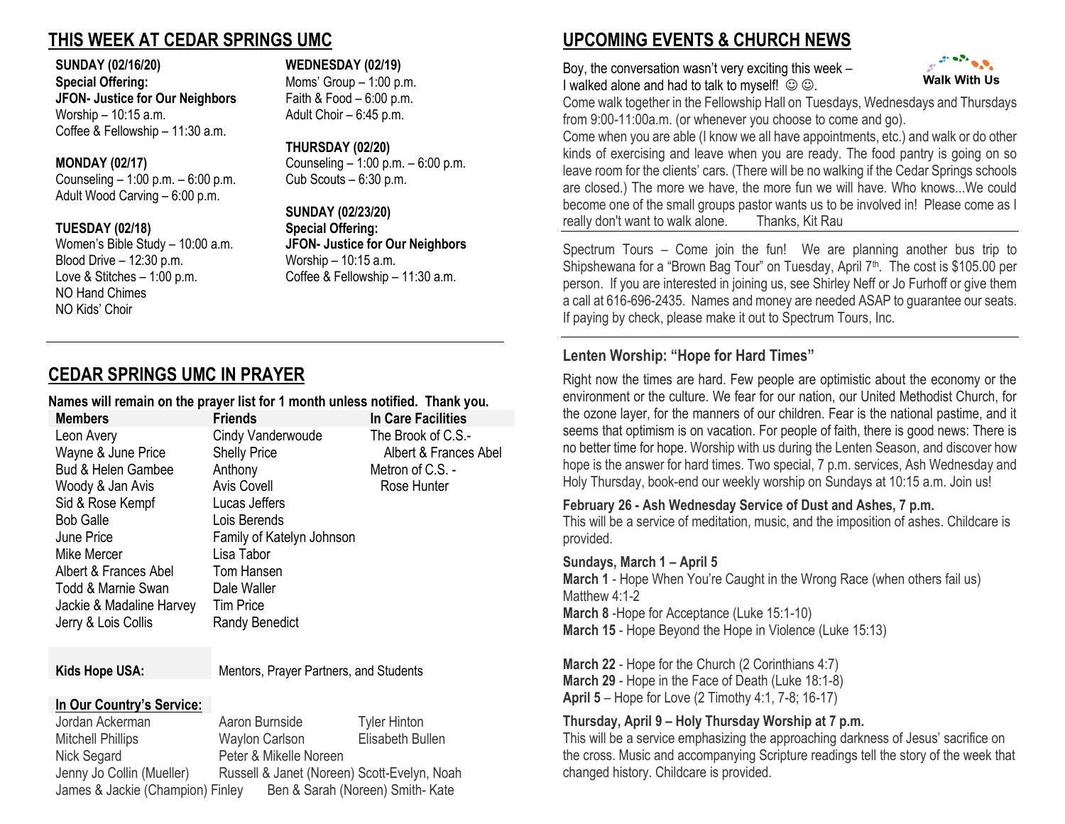## THIS WEEK AT CEDAR SPRINGS UMC

**SUNDAY (02/16/20)**
**Special Offering:**
**JFON- Justice for Our Neighbors**
Worship – 10:15 a.m.
Coffee & Fellowship – 11:30 a.m.

**MONDAY (02/17)**
Counseling – 1:00 p.m. – 6:00 p.m.
Adult Wood Carving – 6:00 p.m.

**TUESDAY (02/18)**
Women's Bible Study – 10:00 a.m.
Blood Drive – 12:30 p.m.
Love & Stitches – 1:00 p.m.
NO Hand Chimes
NO Kids' Choir

**WEDNESDAY (02/19)**
Moms' Group – 1:00 p.m.
Faith & Food – 6:00 p.m.
Adult Choir – 6:45 p.m.

**THURSDAY (02/20)**
Counseling – 1:00 p.m. – 6:00 p.m.
Cub Scouts – 6:30 p.m.

**SUNDAY (02/23/20)**
**Special Offering:**
**JFON- Justice for Our Neighbors**
Worship – 10:15 a.m.
Coffee & Fellowship – 11:30 a.m.

## CEDAR SPRINGS UMC IN PRAYER

**Names will remain on the prayer list for 1 month unless notified. Thank you.**

| Members | Friends | In Care Facilities |
|---|---|---|
| Leon Avery | Cindy Vanderwoude | The Brook of C.S.- Albert & Frances Abel |
| Wayne & June Price | Shelly Price | Metron of C.S. - Rose Hunter |
| Bud & Helen Gambee | Anthony | |
| Woody & Jan Avis | Avis Covell | |
| Sid & Rose Kempf | Lucas Jeffers | |
| Bob Galle | Lois Berends | |
| June Price | Family of Katelyn Johnson | |
| Mike Mercer | Lisa Tabor | |
| Albert & Frances Abel | Tom Hansen | |
| Todd & Marnie Swan | Dale Waller | |
| Jackie & Madaline Harvey | Tim Price | |
| Jerry & Lois Collis | Randy Benedict | |

**Kids Hope USA:** Mentors, Prayer Partners, and Students

**In Our Country's Service:**

Jordan Ackerman
Mitchell Phillips
Nick Segard
Jenny Jo Collin (Mueller)
James & Jackie (Champion) Finley
Aaron Burnside
Waylon Carlson
Peter & Mikelle Noreen
Russell & Janet (Noreen) Scott-Evelyn, Noah
Ben & Sarah (Noreen) Smith- Kate
Tyler Hinton
Elisabeth Bullen

## UPCOMING EVENTS & CHURCH NEWS

**Walk With Us**

Boy, the conversation wasn't very exciting this week – I walked alone and had to talk to myself! ☺ ☺.
Come walk together in the Fellowship Hall on Tuesdays, Wednesdays and Thursdays from 9:00-11:00a.m. (or whenever you choose to come and go).
Come when you are able (I know we all have appointments, etc.) and walk or do other kinds of exercising and leave when you are ready. The food pantry is going on so leave room for the clients' cars. (There will be no walking if the Cedar Springs schools are closed.) The more we have, the more fun we will have. Who knows...We could become one of the small groups pastor wants us to be involved in! Please come as I really don't want to walk alone. Thanks, Kit Rau

Spectrum Tours – Come join the fun! We are planning another bus trip to Shipshewana for a "Brown Bag Tour" on Tuesday, April 7th. The cost is $105.00 per person. If you are interested in joining us, see Shirley Neff or Jo Furhoff or give them a call at 616-696-2435. Names and money are needed ASAP to guarantee our seats. If paying by check, please make it out to Spectrum Tours, Inc.

### Lenten Worship: "Hope for Hard Times"

Right now the times are hard. Few people are optimistic about the economy or the environment or the culture. We fear for our nation, our United Methodist Church, for the ozone layer, for the manners of our children. Fear is the national pastime, and it seems that optimism is on vacation. For people of faith, there is good news: There is no better time for hope. Worship with us during the Lenten Season, and discover how hope is the answer for hard times. Two special, 7 p.m. services, Ash Wednesday and Holy Thursday, book-end our weekly worship on Sundays at 10:15 a.m. Join us!

**February 26 - Ash Wednesday Service of Dust and Ashes, 7 p.m.**
This will be a service of meditation, music, and the imposition of ashes. Childcare is provided.

**Sundays, March 1 – April 5**
**March 1** - Hope When You're Caught in the Wrong Race (when others fail us) Matthew 4:1-2
**March 8** -Hope for Acceptance (Luke 15:1-10)
**March 15** - Hope Beyond the Hope in Violence (Luke 15:13)

**March 22** - Hope for the Church (2 Corinthians 4:7)
**March 29** - Hope in the Face of Death (Luke 18:1-8)
**April 5** – Hope for Love (2 Timothy 4:1, 7-8; 16-17)

**Thursday, April 9 – Holy Thursday Worship at 7 p.m.**
This will be a service emphasizing the approaching darkness of Jesus' sacrifice on the cross. Music and accompanying Scripture readings tell the story of the week that changed history. Childcare is provided.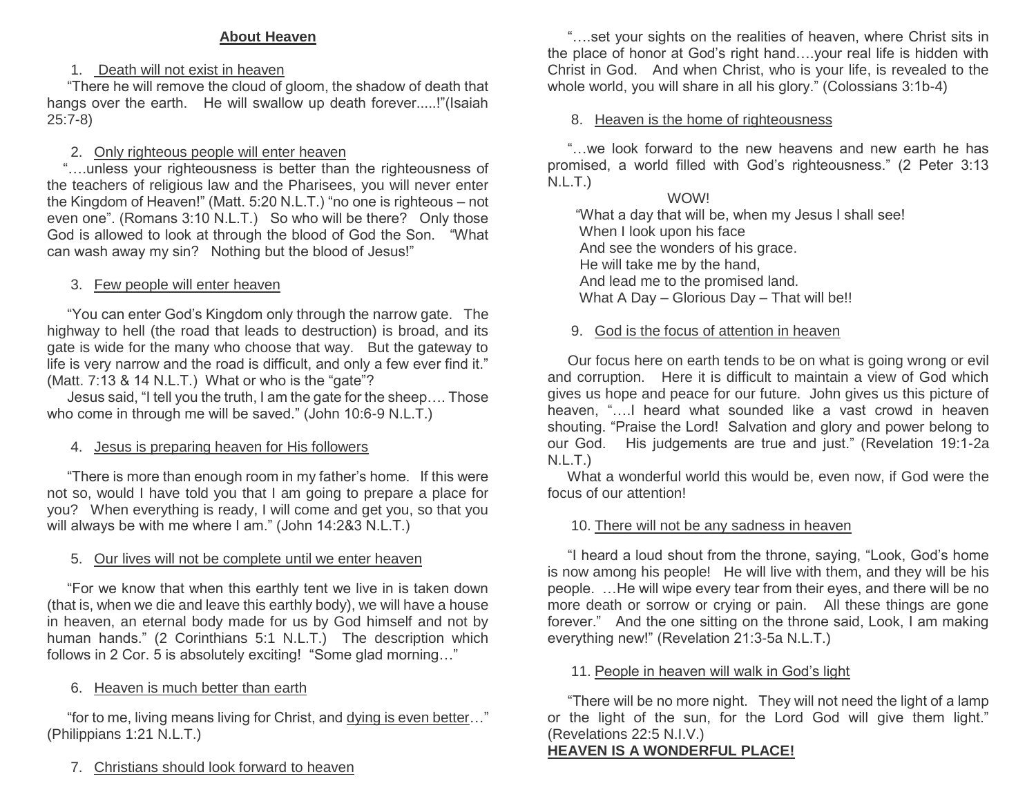## About Heaven

1. Death will not exist in heaven

"There he will remove the cloud of gloom, the shadow of death that hangs over the earth. He will swallow up death forever.....!"(Isaiah 25:7-8)

2. Only righteous people will enter heaven

"….unless your righteousness is better than the righteousness of the teachers of religious law and the Pharisees, you will never enter the Kingdom of Heaven!" (Matt. 5:20 N.L.T.) "no one is righteous – not even one". (Romans 3:10 N.L.T.) So who will be there? Only those God is allowed to look at through the blood of God the Son. "What can wash away my sin? Nothing but the blood of Jesus!"

3. Few people will enter heaven

"You can enter God's Kingdom only through the narrow gate. The highway to hell (the road that leads to destruction) is broad, and its gate is wide for the many who choose that way. But the gateway to life is very narrow and the road is difficult, and only a few ever find it." (Matt. 7:13 & 14 N.L.T.) What or who is the "gate"?

Jesus said, "I tell you the truth, I am the gate for the sheep…. Those who come in through me will be saved." (John 10:6-9 N.L.T.)

4. Jesus is preparing heaven for His followers

"There is more than enough room in my father's home. If this were not so, would I have told you that I am going to prepare a place for you? When everything is ready, I will come and get you, so that you will always be with me where I am." (John 14:2&3 N.L.T.)

5. Our lives will not be complete until we enter heaven

"For we know that when this earthly tent we live in is taken down (that is, when we die and leave this earthly body), we will have a house in heaven, an eternal body made for us by God himself and not by human hands." (2 Corinthians 5:1 N.L.T.) The description which follows in 2 Cor. 5 is absolutely exciting! "Some glad morning…"

6. Heaven is much better than earth

"for to me, living means living for Christ, and dying is even better…" (Philippians 1:21 N.L.T.)

7. Christians should look forward to heaven

"….set your sights on the realities of heaven, where Christ sits in the place of honor at God's right hand….your real life is hidden with Christ in God. And when Christ, who is your life, is revealed to the whole world, you will share in all his glory." (Colossians 3:1b-4)

8. Heaven is the home of righteousness

"…we look forward to the new heavens and new earth he has promised, a world filled with God's righteousness." (2 Peter 3:13 N.L.T.)

WOW!

"What a day that will be, when my Jesus I shall see!
When I look upon his face
And see the wonders of his grace.
He will take me by the hand,
And lead me to the promised land.
What A Day – Glorious Day – That will be!!

9. God is the focus of attention in heaven

Our focus here on earth tends to be on what is going wrong or evil and corruption. Here it is difficult to maintain a view of God which gives us hope and peace for our future. John gives us this picture of heaven, "….I heard what sounded like a vast crowd in heaven shouting. "Praise the Lord! Salvation and glory and power belong to our God. His judgements are true and just." (Revelation 19:1-2a N.L.T.)

What a wonderful world this would be, even now, if God were the focus of our attention!

10. There will not be any sadness in heaven

"I heard a loud shout from the throne, saying, "Look, God's home is now among his people! He will live with them, and they will be his people. …He will wipe every tear from their eyes, and there will be no more death or sorrow or crying or pain. All these things are gone forever." And the one sitting on the throne said, Look, I am making everything new!" (Revelation 21:3-5a N.L.T.)

11. People in heaven will walk in God's light

"There will be no more night. They will not need the light of a lamp or the light of the sun, for the Lord God will give them light." (Revelations 22:5 N.I.V.)

**HEAVEN IS A WONDERFUL PLACE!**